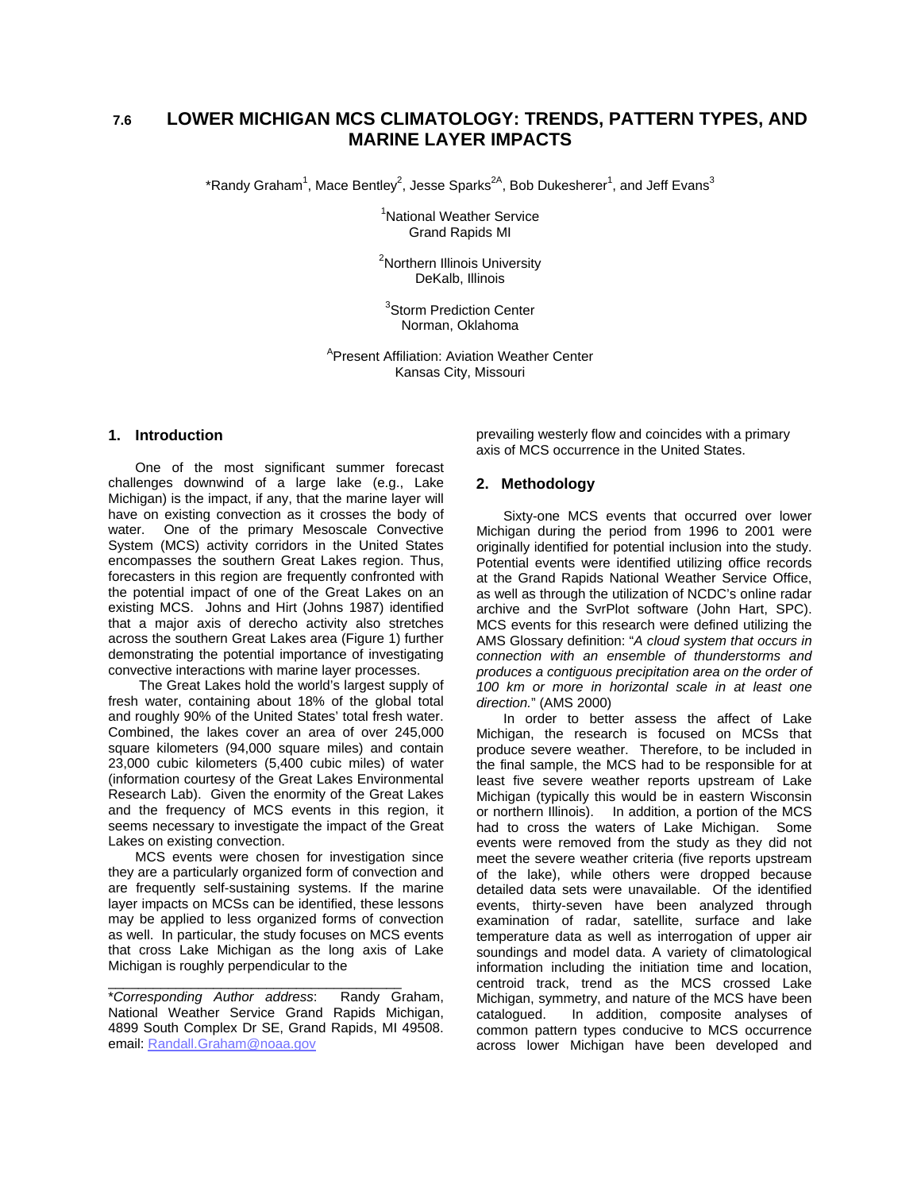# 7.6 LOWER MICHIGAN MCS CLIMATOLOGY: TRENDS, PATTERN TYPES, AND MARINE LAYER IMPACTS

*Randy Graham[1], Mace Bentley[2], Jesse Sparks[2A], Bob Dukesherer[1], and Jeff Evans[3]

[1]National Weather Service
Grand Rapids MI

[2]Northern Illinois University
DeKalb, Illinois

[3]Storm Prediction Center
Norman, Oklahoma

[A]Present Affiliation: Aviation Weather Center
Kansas City, Missouri

## 1. Introduction

One of the most significant summer forecast challenges downwind of a large lake (e.g., Lake Michigan) is the impact, if any, that the marine layer will have on existing convection as it crosses the body of water. One of the primary Mesoscale Convective System (MCS) activity corridors in the United States encompasses the southern Great Lakes region. Thus, forecasters in this region are frequently confronted with the potential impact of one of the Great Lakes on an existing MCS. Johns and Hirt (Johns 1987) identified that a major axis of derecho activity also stretches across the southern Great Lakes area (Figure 1) further demonstrating the potential importance of investigating convective interactions with marine layer processes.

The Great Lakes hold the world's largest supply of fresh water, containing about 18% of the global total and roughly 90% of the United States' total fresh water. Combined, the lakes cover an area of over 245,000 square kilometers (94,000 square miles) and contain 23,000 cubic kilometers (5,400 cubic miles) of water (information courtesy of the Great Lakes Environmental Research Lab). Given the enormity of the Great Lakes and the frequency of MCS events in this region, it seems necessary to investigate the impact of the Great Lakes on existing convection.

MCS events were chosen for investigation since they are a particularly organized form of convection and are frequently self-sustaining systems. If the marine layer impacts on MCSs can be identified, these lessons may be applied to less organized forms of convection as well. In particular, the study focuses on MCS events that cross Lake Michigan as the long axis of Lake Michigan is roughly perpendicular to the prevailing westerly flow and coincides with a primary axis of MCS occurrence in the United States.

## 2. Methodology

Sixty-one MCS events that occurred over lower Michigan during the period from 1996 to 2001 were originally identified for potential inclusion into the study. Potential events were identified utilizing office records at the Grand Rapids National Weather Service Office, as well as through the utilization of NCDC's online radar archive and the SvrPlot software (John Hart, SPC). MCS events for this research were defined utilizing the AMS Glossary definition: "*A cloud system that occurs in connection with an ensemble of thunderstorms and produces a contiguous precipitation area on the order of 100 km or more in horizontal scale in at least one direction.*" (AMS 2000)

In order to better assess the affect of Lake Michigan, the research is focused on MCSs that produce severe weather. Therefore, to be included in the final sample, the MCS had to be responsible for at least five severe weather reports upstream of Lake Michigan (typically this would be in eastern Wisconsin or northern Illinois). In addition, a portion of the MCS had to cross the waters of Lake Michigan. Some events were removed from the study as they did not meet the severe weather criteria (five reports upstream of the lake), while others were dropped because detailed data sets were unavailable. Of the identified events, thirty-seven have been analyzed through examination of radar, satellite, surface and lake temperature data as well as interrogation of upper air soundings and model data. A variety of climatological information including the initiation time and location, centroid track, trend as the MCS crossed Lake Michigan, symmetry, and nature of the MCS have been catalogued. In addition, composite analyses of common pattern types conducive to MCS occurrence across lower Michigan have been developed and

---

*Corresponding Author address*: Randy Graham, National Weather Service Grand Rapids Michigan, 4899 South Complex Dr SE, Grand Rapids, MI 49508. email: Randall.Graham@noaa.gov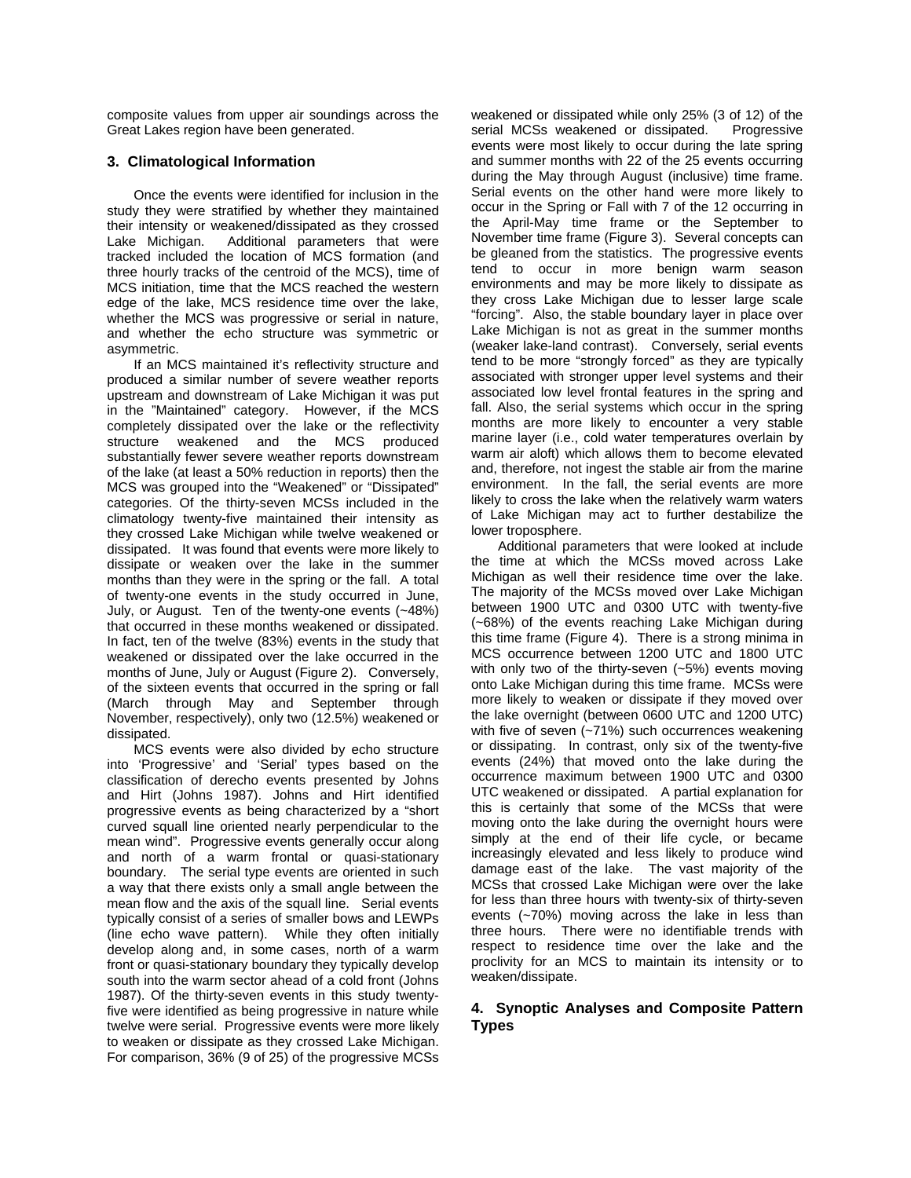composite values from upper air soundings across the Great Lakes region have been generated.

## 3. Climatological Information

Once the events were identified for inclusion in the study they were stratified by whether they maintained their intensity or weakened/dissipated as they crossed Lake Michigan. Additional parameters that were tracked included the location of MCS formation (and three hourly tracks of the centroid of the MCS), time of MCS initiation, time that the MCS reached the western edge of the lake, MCS residence time over the lake, whether the MCS was progressive or serial in nature, and whether the echo structure was symmetric or asymmetric.

If an MCS maintained it's reflectivity structure and produced a similar number of severe weather reports upstream and downstream of Lake Michigan it was put in the "Maintained" category. However, if the MCS completely dissipated over the lake or the reflectivity structure weakened and the MCS produced substantially fewer severe weather reports downstream of the lake (at least a 50% reduction in reports) then the MCS was grouped into the "Weakened" or "Dissipated" categories. Of the thirty-seven MCSs included in the climatology twenty-five maintained their intensity as they crossed Lake Michigan while twelve weakened or dissipated. It was found that events were more likely to dissipate or weaken over the lake in the summer months than they were in the spring or the fall. A total of twenty-one events in the study occurred in June, July, or August. Ten of the twenty-one events (~48%) that occurred in these months weakened or dissipated. In fact, ten of the twelve (83%) events in the study that weakened or dissipated over the lake occurred in the months of June, July or August (Figure 2). Conversely, of the sixteen events that occurred in the spring or fall (March through May and September through November, respectively), only two (12.5%) weakened or dissipated.

MCS events were also divided by echo structure into 'Progressive' and 'Serial' types based on the classification of derecho events presented by Johns and Hirt (Johns 1987). Johns and Hirt identified progressive events as being characterized by a "short curved squall line oriented nearly perpendicular to the mean wind". Progressive events generally occur along and north of a warm frontal or quasi-stationary boundary. The serial type events are oriented in such a way that there exists only a small angle between the mean flow and the axis of the squall line. Serial events typically consist of a series of smaller bows and LEWPs (line echo wave pattern). While they often initially develop along and, in some cases, north of a warm front or quasi-stationary boundary they typically develop south into the warm sector ahead of a cold front (Johns 1987). Of the thirty-seven events in this study twenty-five were identified as being progressive in nature while twelve were serial. Progressive events were more likely to weaken or dissipate as they crossed Lake Michigan. For comparison, 36% (9 of 25) of the progressive MCSs weakened or dissipated while only 25% (3 of 12) of the serial MCSs weakened or dissipated. Progressive events were most likely to occur during the late spring and summer months with 22 of the 25 events occurring during the May through August (inclusive) time frame. Serial events on the other hand were more likely to occur in the Spring or Fall with 7 of the 12 occurring in the April-May time frame or the September to November time frame (Figure 3). Several concepts can be gleaned from the statistics. The progressive events tend to occur in more benign warm season environments and may be more likely to dissipate as they cross Lake Michigan due to lesser large scale "forcing". Also, the stable boundary layer in place over Lake Michigan is not as great in the summer months (weaker lake-land contrast). Conversely, serial events tend to be more "strongly forced" as they are typically associated with stronger upper level systems and their associated low level frontal features in the spring and fall. Also, the serial systems which occur in the spring months are more likely to encounter a very stable marine layer (i.e., cold water temperatures overlain by warm air aloft) which allows them to become elevated and, therefore, not ingest the stable air from the marine environment. In the fall, the serial events are more likely to cross the lake when the relatively warm waters of Lake Michigan may act to further destabilize the lower troposphere.

Additional parameters that were looked at include the time at which the MCSs moved across Lake Michigan as well their residence time over the lake. The majority of the MCSs moved over Lake Michigan between 1900 UTC and 0300 UTC with twenty-five (~68%) of the events reaching Lake Michigan during this time frame (Figure 4). There is a strong minima in MCS occurrence between 1200 UTC and 1800 UTC with only two of the thirty-seven (~5%) events moving onto Lake Michigan during this time frame. MCSs were more likely to weaken or dissipate if they moved over the lake overnight (between 0600 UTC and 1200 UTC) with five of seven (~71%) such occurrences weakening or dissipating. In contrast, only six of the twenty-five events (24%) that moved onto the lake during the occurrence maximum between 1900 UTC and 0300 UTC weakened or dissipated. A partial explanation for this is certainly that some of the MCSs that were moving onto the lake during the overnight hours were simply at the end of their life cycle, or became increasingly elevated and less likely to produce wind damage east of the lake. The vast majority of the MCSs that crossed Lake Michigan were over the lake for less than three hours with twenty-six of thirty-seven events (~70%) moving across the lake in less than three hours. There were no identifiable trends with respect to residence time over the lake and the proclivity for an MCS to maintain its intensity or to weaken/dissipate.

## 4. Synoptic Analyses and Composite Pattern Types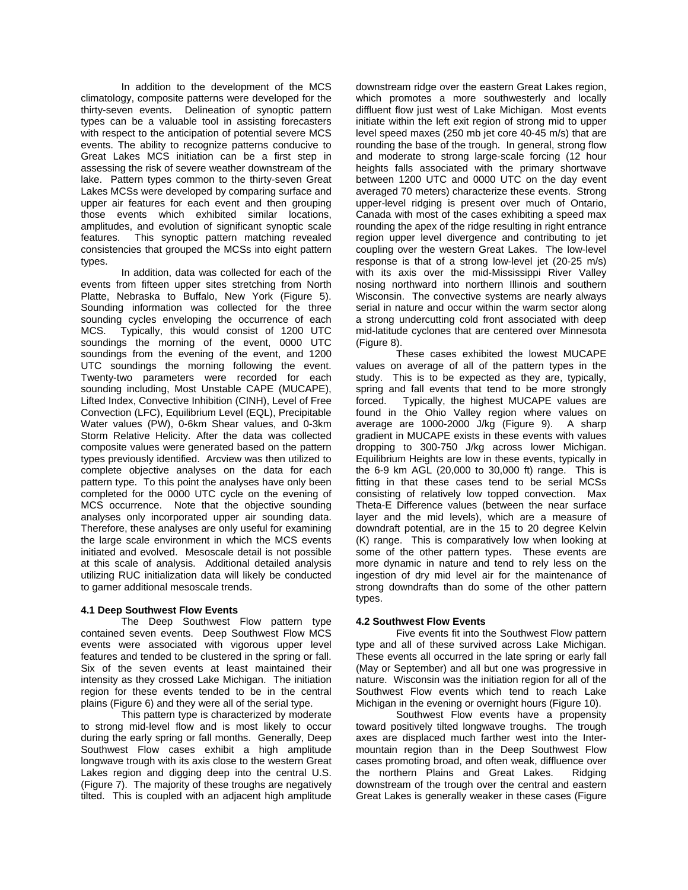In addition to the development of the MCS climatology, composite patterns were developed for the thirty-seven events. Delineation of synoptic pattern types can be a valuable tool in assisting forecasters with respect to the anticipation of potential severe MCS events. The ability to recognize patterns conducive to Great Lakes MCS initiation can be a first step in assessing the risk of severe weather downstream of the lake. Pattern types common to the thirty-seven Great Lakes MCSs were developed by comparing surface and upper air features for each event and then grouping those events which exhibited similar locations, amplitudes, and evolution of significant synoptic scale features. This synoptic pattern matching revealed consistencies that grouped the MCSs into eight pattern types.

In addition, data was collected for each of the events from fifteen upper sites stretching from North Platte, Nebraska to Buffalo, New York (Figure 5). Sounding information was collected for the three sounding cycles enveloping the occurrence of each MCS. Typically, this would consist of 1200 UTC soundings the morning of the event, 0000 UTC soundings from the evening of the event, and 1200 UTC soundings the morning following the event. Twenty-two parameters were recorded for each sounding including, Most Unstable CAPE (MUCAPE), Lifted Index, Convective Inhibition (CINH), Level of Free Convection (LFC), Equilibrium Level (EQL), Precipitable Water values (PW), 0-6km Shear values, and 0-3km Storm Relative Helicity. After the data was collected composite values were generated based on the pattern types previously identified. Arcview was then utilized to complete objective analyses on the data for each pattern type. To this point the analyses have only been completed for the 0000 UTC cycle on the evening of MCS occurrence. Note that the objective sounding analyses only incorporated upper air sounding data. Therefore, these analyses are only useful for examining the large scale environment in which the MCS events initiated and evolved. Mesoscale detail is not possible at this scale of analysis. Additional detailed analysis utilizing RUC initialization data will likely be conducted to garner additional mesoscale trends.

### 4.1 Deep Southwest Flow Events

The Deep Southwest Flow pattern type contained seven events. Deep Southwest Flow MCS events were associated with vigorous upper level features and tended to be clustered in the spring or fall. Six of the seven events at least maintained their intensity as they crossed Lake Michigan. The initiation region for these events tended to be in the central plains (Figure 6) and they were all of the serial type.

This pattern type is characterized by moderate to strong mid-level flow and is most likely to occur during the early spring or fall months. Generally, Deep Southwest Flow cases exhibit a high amplitude longwave trough with its axis close to the western Great Lakes region and digging deep into the central U.S. (Figure 7). The majority of these troughs are negatively tilted. This is coupled with an adjacent high amplitude downstream ridge over the eastern Great Lakes region, which promotes a more southwesterly and locally diffluent flow just west of Lake Michigan. Most events initiate within the left exit region of strong mid to upper level speed maxes (250 mb jet core 40-45 m/s) that are rounding the base of the trough. In general, strong flow and moderate to strong large-scale forcing (12 hour heights falls associated with the primary shortwave between 1200 UTC and 0000 UTC on the day event averaged 70 meters) characterize these events. Strong upper-level ridging is present over much of Ontario, Canada with most of the cases exhibiting a speed max rounding the apex of the ridge resulting in right entrance region upper level divergence and contributing to jet coupling over the western Great Lakes. The low-level response is that of a strong low-level jet (20-25 m/s) with its axis over the mid-Mississippi River Valley nosing northward into northern Illinois and southern Wisconsin. The convective systems are nearly always serial in nature and occur within the warm sector along a strong undercutting cold front associated with deep mid-latitude cyclones that are centered over Minnesota (Figure 8).

These cases exhibited the lowest MUCAPE values on average of all of the pattern types in the study. This is to be expected as they are, typically, spring and fall events that tend to be more strongly forced. Typically, the highest MUCAPE values are found in the Ohio Valley region where values on average are 1000-2000 J/kg (Figure 9). A sharp gradient in MUCAPE exists in these events with values dropping to 300-750 J/kg across lower Michigan. Equilibrium Heights are low in these events, typically in the 6-9 km AGL (20,000 to 30,000 ft) range. This is fitting in that these cases tend to be serial MCSs consisting of relatively low topped convection. Max Theta-E Difference values (between the near surface layer and the mid levels), which are a measure of downdraft potential, are in the 15 to 20 degree Kelvin (K) range. This is comparatively low when looking at some of the other pattern types. These events are more dynamic in nature and tend to rely less on the ingestion of dry mid level air for the maintenance of strong downdrafts than do some of the other pattern types.

### 4.2 Southwest Flow Events

Five events fit into the Southwest Flow pattern type and all of these survived across Lake Michigan. These events all occurred in the late spring or early fall (May or September) and all but one was progressive in nature. Wisconsin was the initiation region for all of the Southwest Flow events which tend to reach Lake Michigan in the evening or overnight hours (Figure 10).

Southwest Flow events have a propensity toward positively tilted longwave troughs. The trough axes are displaced much farther west into the Inter-mountain region than in the Deep Southwest Flow cases promoting broad, and often weak, diffluence over the northern Plains and Great Lakes. Ridging downstream of the trough over the central and eastern Great Lakes is generally weaker in these cases (Figure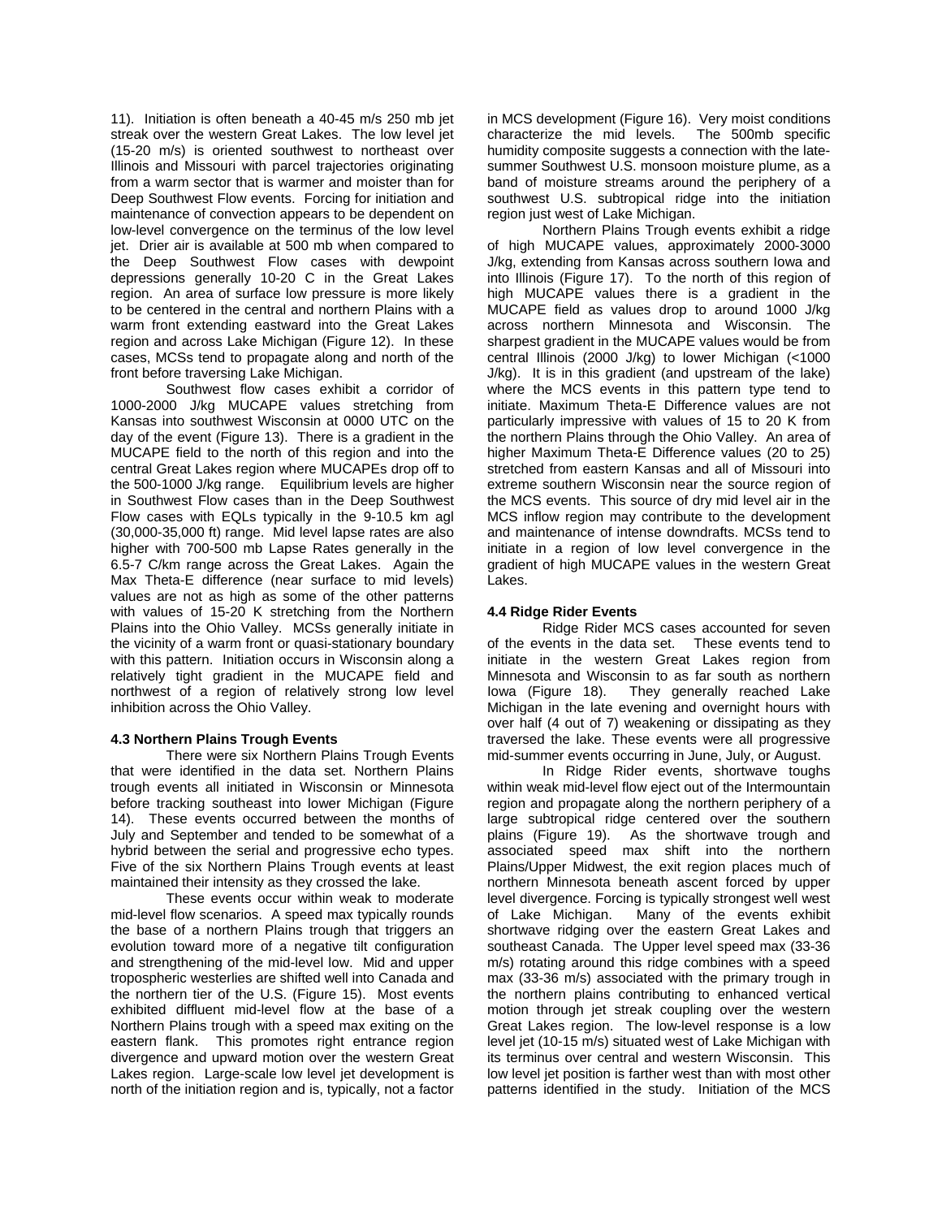11). Initiation is often beneath a 40-45 m/s 250 mb jet streak over the western Great Lakes. The low level jet (15-20 m/s) is oriented southwest to northeast over Illinois and Missouri with parcel trajectories originating from a warm sector that is warmer and moister than for Deep Southwest Flow events. Forcing for initiation and maintenance of convection appears to be dependent on low-level convergence on the terminus of the low level jet. Drier air is available at 500 mb when compared to the Deep Southwest Flow cases with dewpoint depressions generally 10-20 C in the Great Lakes region. An area of surface low pressure is more likely to be centered in the central and northern Plains with a warm front extending eastward into the Great Lakes region and across Lake Michigan (Figure 12). In these cases, MCSs tend to propagate along and north of the front before traversing Lake Michigan.

Southwest flow cases exhibit a corridor of 1000-2000 J/kg MUCAPE values stretching from Kansas into southwest Wisconsin at 0000 UTC on the day of the event (Figure 13). There is a gradient in the MUCAPE field to the north of this region and into the central Great Lakes region where MUCAPEs drop off to the 500-1000 J/kg range. Equilibrium levels are higher in Southwest Flow cases than in the Deep Southwest Flow cases with EQLs typically in the 9-10.5 km agl (30,000-35,000 ft) range. Mid level lapse rates are also higher with 700-500 mb Lapse Rates generally in the 6.5-7 C/km range across the Great Lakes. Again the Max Theta-E difference (near surface to mid levels) values are not as high as some of the other patterns with values of 15-20 K stretching from the Northern Plains into the Ohio Valley. MCSs generally initiate in the vicinity of a warm front or quasi-stationary boundary with this pattern. Initiation occurs in Wisconsin along a relatively tight gradient in the MUCAPE field and northwest of a region of relatively strong low level inhibition across the Ohio Valley.

**4.3 Northern Plains Trough Events**

There were six Northern Plains Trough Events that were identified in the data set. Northern Plains trough events all initiated in Wisconsin or Minnesota before tracking southeast into lower Michigan (Figure 14). These events occurred between the months of July and September and tended to be somewhat of a hybrid between the serial and progressive echo types. Five of the six Northern Plains Trough events at least maintained their intensity as they crossed the lake.

These events occur within weak to moderate mid-level flow scenarios. A speed max typically rounds the base of a northern Plains trough that triggers an evolution toward more of a negative tilt configuration and strengthening of the mid-level low. Mid and upper tropospheric westerlies are shifted well into Canada and the northern tier of the U.S. (Figure 15). Most events exhibited diffluent mid-level flow at the base of a Northern Plains trough with a speed max exiting on the eastern flank. This promotes right entrance region divergence and upward motion over the western Great Lakes region. Large-scale low level jet development is north of the initiation region and is, typically, not a factor in MCS development (Figure 16). Very moist conditions characterize the mid levels. The 500mb specific humidity composite suggests a connection with the late-summer Southwest U.S. monsoon moisture plume, as a band of moisture streams around the periphery of a southwest U.S. subtropical ridge into the initiation region just west of Lake Michigan.

Northern Plains Trough events exhibit a ridge of high MUCAPE values, approximately 2000-3000 J/kg, extending from Kansas across southern Iowa and into Illinois (Figure 17). To the north of this region of high MUCAPE values there is a gradient in the MUCAPE field as values drop to around 1000 J/kg across northern Minnesota and Wisconsin. The sharpest gradient in the MUCAPE values would be from central Illinois (2000 J/kg) to lower Michigan (<1000 J/kg). It is in this gradient (and upstream of the lake) where the MCS events in this pattern type tend to initiate. Maximum Theta-E Difference values are not particularly impressive with values of 15 to 20 K from the northern Plains through the Ohio Valley. An area of higher Maximum Theta-E Difference values (20 to 25) stretched from eastern Kansas and all of Missouri into extreme southern Wisconsin near the source region of the MCS events. This source of dry mid level air in the MCS inflow region may contribute to the development and maintenance of intense downdrafts. MCSs tend to initiate in a region of low level convergence in the gradient of high MUCAPE values in the western Great Lakes.

**4.4 Ridge Rider Events**

Ridge Rider MCS cases accounted for seven of the events in the data set. These events tend to initiate in the western Great Lakes region from Minnesota and Wisconsin to as far south as northern Iowa (Figure 18). They generally reached Lake Michigan in the late evening and overnight hours with over half (4 out of 7) weakening or dissipating as they traversed the lake. These events were all progressive mid-summer events occurring in June, July, or August.

In Ridge Rider events, shortwave toughs within weak mid-level flow eject out of the Intermountain region and propagate along the northern periphery of a large subtropical ridge centered over the southern plains (Figure 19). As the shortwave trough and associated speed max shift into the northern Plains/Upper Midwest, the exit region places much of northern Minnesota beneath ascent forced by upper level divergence. Forcing is typically strongest well west of Lake Michigan. Many of the events exhibit shortwave ridging over the eastern Great Lakes and southeast Canada. The Upper level speed max (33-36 m/s) rotating around this ridge combines with a speed max (33-36 m/s) associated with the primary trough in the northern plains contributing to enhanced vertical motion through jet streak coupling over the western Great Lakes region. The low-level response is a low level jet (10-15 m/s) situated west of Lake Michigan with its terminus over central and western Wisconsin. This low level jet position is farther west than with most other patterns identified in the study. Initiation of the MCS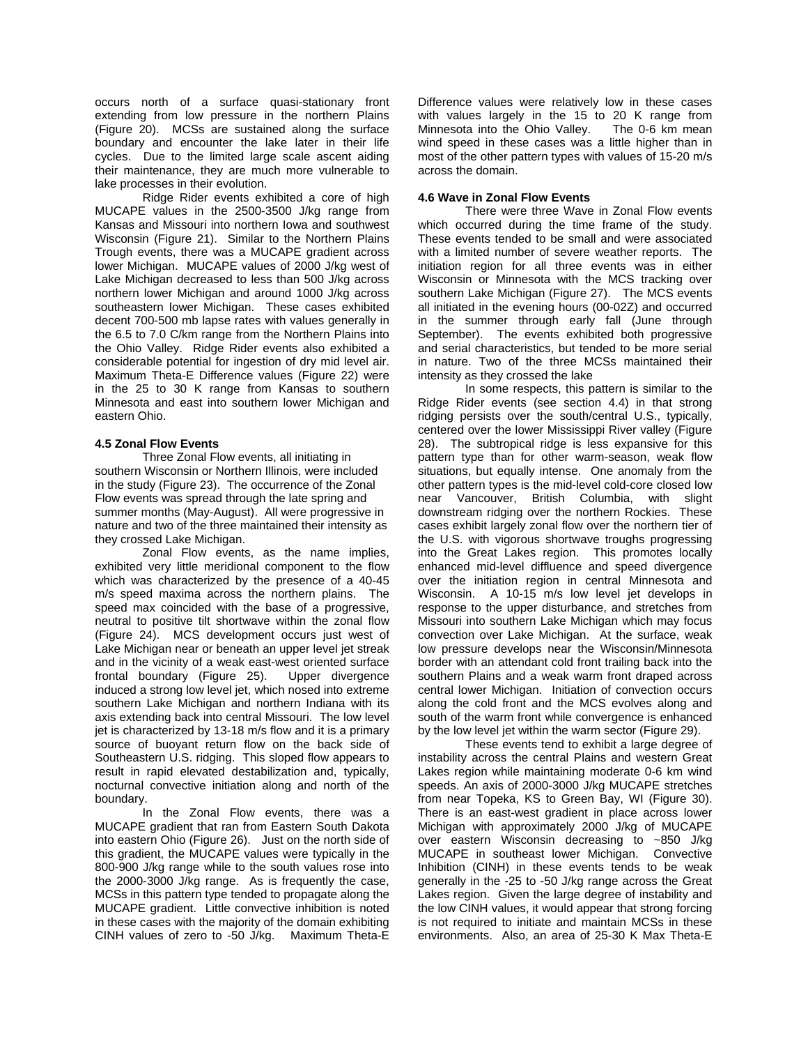occurs north of a surface quasi-stationary front extending from low pressure in the northern Plains (Figure 20). MCSs are sustained along the surface boundary and encounter the lake later in their life cycles. Due to the limited large scale ascent aiding their maintenance, they are much more vulnerable to lake processes in their evolution.

Ridge Rider events exhibited a core of high MUCAPE values in the 2500-3500 J/kg range from Kansas and Missouri into northern Iowa and southwest Wisconsin (Figure 21). Similar to the Northern Plains Trough events, there was a MUCAPE gradient across lower Michigan. MUCAPE values of 2000 J/kg west of Lake Michigan decreased to less than 500 J/kg across northern lower Michigan and around 1000 J/kg across southeastern lower Michigan. These cases exhibited decent 700-500 mb lapse rates with values generally in the 6.5 to 7.0 C/km range from the Northern Plains into the Ohio Valley. Ridge Rider events also exhibited a considerable potential for ingestion of dry mid level air. Maximum Theta-E Difference values (Figure 22) were in the 25 to 30 K range from Kansas to southern Minnesota and east into southern lower Michigan and eastern Ohio.

### 4.5 Zonal Flow Events

Three Zonal Flow events, all initiating in southern Wisconsin or Northern Illinois, were included in the study (Figure 23). The occurrence of the Zonal Flow events was spread through the late spring and summer months (May-August). All were progressive in nature and two of the three maintained their intensity as they crossed Lake Michigan.

Zonal Flow events, as the name implies, exhibited very little meridional component to the flow which was characterized by the presence of a 40-45 m/s speed maxima across the northern plains. The speed max coincided with the base of a progressive, neutral to positive tilt shortwave within the zonal flow (Figure 24). MCS development occurs just west of Lake Michigan near or beneath an upper level jet streak and in the vicinity of a weak east-west oriented surface frontal boundary (Figure 25). Upper divergence induced a strong low level jet, which nosed into extreme southern Lake Michigan and northern Indiana with its axis extending back into central Missouri. The low level jet is characterized by 13-18 m/s flow and it is a primary source of buoyant return flow on the back side of Southeastern U.S. ridging. This sloped flow appears to result in rapid elevated destabilization and, typically, nocturnal convective initiation along and north of the boundary.

In the Zonal Flow events, there was a MUCAPE gradient that ran from Eastern South Dakota into eastern Ohio (Figure 26). Just on the north side of this gradient, the MUCAPE values were typically in the 800-900 J/kg range while to the south values rose into the 2000-3000 J/kg range. As is frequently the case, MCSs in this pattern type tended to propagate along the MUCAPE gradient. Little convective inhibition is noted in these cases with the majority of the domain exhibiting CINH values of zero to -50 J/kg. Maximum Theta-E Difference values were relatively low in these cases with values largely in the 15 to 20 K range from Minnesota into the Ohio Valley. The 0-6 km mean wind speed in these cases was a little higher than in most of the other pattern types with values of 15-20 m/s across the domain.

### 4.6 Wave in Zonal Flow Events

There were three Wave in Zonal Flow events which occurred during the time frame of the study. These events tended to be small and were associated with a limited number of severe weather reports. The initiation region for all three events was in either Wisconsin or Minnesota with the MCS tracking over southern Lake Michigan (Figure 27). The MCS events all initiated in the evening hours (00-02Z) and occurred in the summer through early fall (June through September). The events exhibited both progressive and serial characteristics, but tended to be more serial in nature. Two of the three MCSs maintained their intensity as they crossed the lake

In some respects, this pattern is similar to the Ridge Rider events (see section 4.4) in that strong ridging persists over the south/central U.S., typically, centered over the lower Mississippi River valley (Figure 28). The subtropical ridge is less expansive for this pattern type than for other warm-season, weak flow situations, but equally intense. One anomaly from the other pattern types is the mid-level cold-core closed low near Vancouver, British Columbia, with slight downstream ridging over the northern Rockies. These cases exhibit largely zonal flow over the northern tier of the U.S. with vigorous shortwave troughs progressing into the Great Lakes region. This promotes locally enhanced mid-level diffluence and speed divergence over the initiation region in central Minnesota and Wisconsin. A 10-15 m/s low level jet develops in response to the upper disturbance, and stretches from Missouri into southern Lake Michigan which may focus convection over Lake Michigan. At the surface, weak low pressure develops near the Wisconsin/Minnesota border with an attendant cold front trailing back into the southern Plains and a weak warm front draped across central lower Michigan. Initiation of convection occurs along the cold front and the MCS evolves along and south of the warm front while convergence is enhanced by the low level jet within the warm sector (Figure 29).

These events tend to exhibit a large degree of instability across the central Plains and western Great Lakes region while maintaining moderate 0-6 km wind speeds. An axis of 2000-3000 J/kg MUCAPE stretches from near Topeka, KS to Green Bay, WI (Figure 30). There is an east-west gradient in place across lower Michigan with approximately 2000 J/kg of MUCAPE over eastern Wisconsin decreasing to ~850 J/kg MUCAPE in southeast lower Michigan. Convective Inhibition (CINH) in these events tends to be weak generally in the -25 to -50 J/kg range across the Great Lakes region. Given the large degree of instability and the low CINH values, it would appear that strong forcing is not required to initiate and maintain MCSs in these environments. Also, an area of 25-30 K Max Theta-E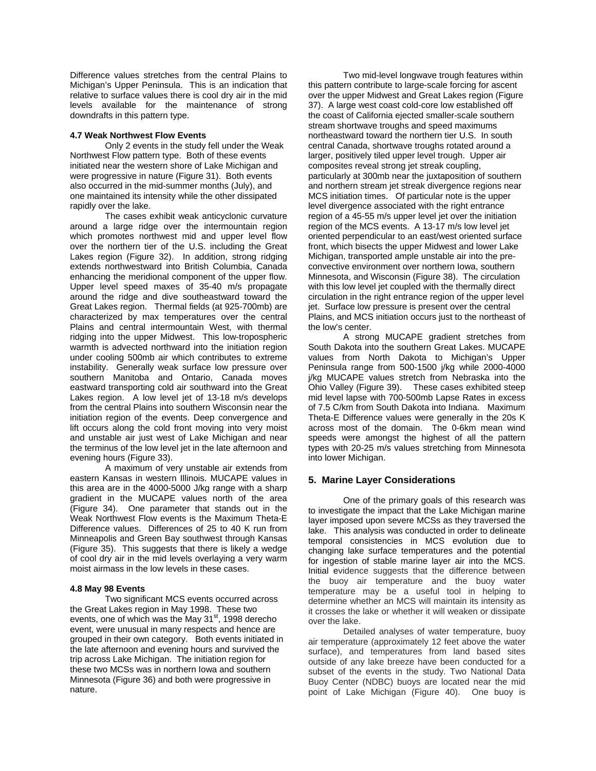Difference values stretches from the central Plains to Michigan's Upper Peninsula. This is an indication that relative to surface values there is cool dry air in the mid levels available for the maintenance of strong downdrafts in this pattern type.

### 4.7 Weak Northwest Flow Events

Only 2 events in the study fell under the Weak Northwest Flow pattern type. Both of these events initiated near the western shore of Lake Michigan and were progressive in nature (Figure 31). Both events also occurred in the mid-summer months (July), and one maintained its intensity while the other dissipated rapidly over the lake.

The cases exhibit weak anticyclonic curvature around a large ridge over the intermountain region which promotes northwest mid and upper level flow over the northern tier of the U.S. including the Great Lakes region (Figure 32). In addition, strong ridging extends northwestward into British Columbia, Canada enhancing the meridional component of the upper flow. Upper level speed maxes of 35-40 m/s propagate around the ridge and dive southeastward toward the Great Lakes region. Thermal fields (at 925-700mb) are characterized by max temperatures over the central Plains and central intermountain West, with thermal ridging into the upper Midwest. This low-tropospheric warmth is advected northward into the initiation region under cooling 500mb air which contributes to extreme instability. Generally weak surface low pressure over southern Manitoba and Ontario, Canada moves eastward transporting cold air southward into the Great Lakes region. A low level jet of 13-18 m/s develops from the central Plains into southern Wisconsin near the initiation region of the events. Deep convergence and lift occurs along the cold front moving into very moist and unstable air just west of Lake Michigan and near the terminus of the low level jet in the late afternoon and evening hours (Figure 33).

A maximum of very unstable air extends from eastern Kansas in western Illinois. MUCAPE values in this area are in the 4000-5000 J/kg range with a sharp gradient in the MUCAPE values north of the area (Figure 34). One parameter that stands out in the Weak Northwest Flow events is the Maximum Theta-E Difference values. Differences of 25 to 40 K run from Minneapolis and Green Bay southwest through Kansas (Figure 35). This suggests that there is likely a wedge of cool dry air in the mid levels overlaying a very warm moist airmass in the low levels in these cases.

### 4.8 May 98 Events

Two significant MCS events occurred across the Great Lakes region in May 1998. These two events, one of which was the May 31st, 1998 derecho event, were unusual in many respects and hence are grouped in their own category. Both events initiated in the late afternoon and evening hours and survived the trip across Lake Michigan. The initiation region for these two MCSs was in northern Iowa and southern Minnesota (Figure 36) and both were progressive in nature.

Two mid-level longwave trough features within this pattern contribute to large-scale forcing for ascent over the upper Midwest and Great Lakes region (Figure 37). A large west coast cold-core low established off the coast of California ejected smaller-scale southern stream shortwave troughs and speed maximums northeastward toward the northern tier U.S. In south central Canada, shortwave troughs rotated around a larger, positively tiled upper level trough. Upper air composites reveal strong jet streak coupling, particularly at 300mb near the juxtaposition of southern and northern stream jet streak divergence regions near MCS initiation times. Of particular note is the upper level divergence associated with the right entrance region of a 45-55 m/s upper level jet over the initiation region of the MCS events. A 13-17 m/s low level jet oriented perpendicular to an east/west oriented surface front, which bisects the upper Midwest and lower Lake Michigan, transported ample unstable air into the pre-convective environment over northern Iowa, southern Minnesota, and Wisconsin (Figure 38). The circulation with this low level jet coupled with the thermally direct circulation in the right entrance region of the upper level jet. Surface low pressure is present over the central Plains, and MCS initiation occurs just to the northeast of the low's center.

A strong MUCAPE gradient stretches from South Dakota into the southern Great Lakes. MUCAPE values from North Dakota to Michigan's Upper Peninsula range from 500-1500 j/kg while 2000-4000 j/kg MUCAPE values stretch from Nebraska into the Ohio Valley (Figure 39). These cases exhibited steep mid level lapse with 700-500mb Lapse Rates in excess of 7.5 C/km from South Dakota into Indiana. Maximum Theta-E Difference values were generally in the 20s K across most of the domain. The 0-6km mean wind speeds were amongst the highest of all the pattern types with 20-25 m/s values stretching from Minnesota into lower Michigan.

## 5. Marine Layer Considerations

One of the primary goals of this research was to investigate the impact that the Lake Michigan marine layer imposed upon severe MCSs as they traversed the lake. This analysis was conducted in order to delineate temporal consistencies in MCS evolution due to changing lake surface temperatures and the potential for ingestion of stable marine layer air into the MCS. Initial evidence suggests that the difference between the buoy air temperature and the buoy water temperature may be a useful tool in helping to determine whether an MCS will maintain its intensity as it crosses the lake or whether it will weaken or dissipate over the lake.

Detailed analyses of water temperature, buoy air temperature (approximately 12 feet above the water surface), and temperatures from land based sites outside of any lake breeze have been conducted for a subset of the events in the study. Two National Data Buoy Center (NDBC) buoys are located near the mid point of Lake Michigan (Figure 40). One buoy is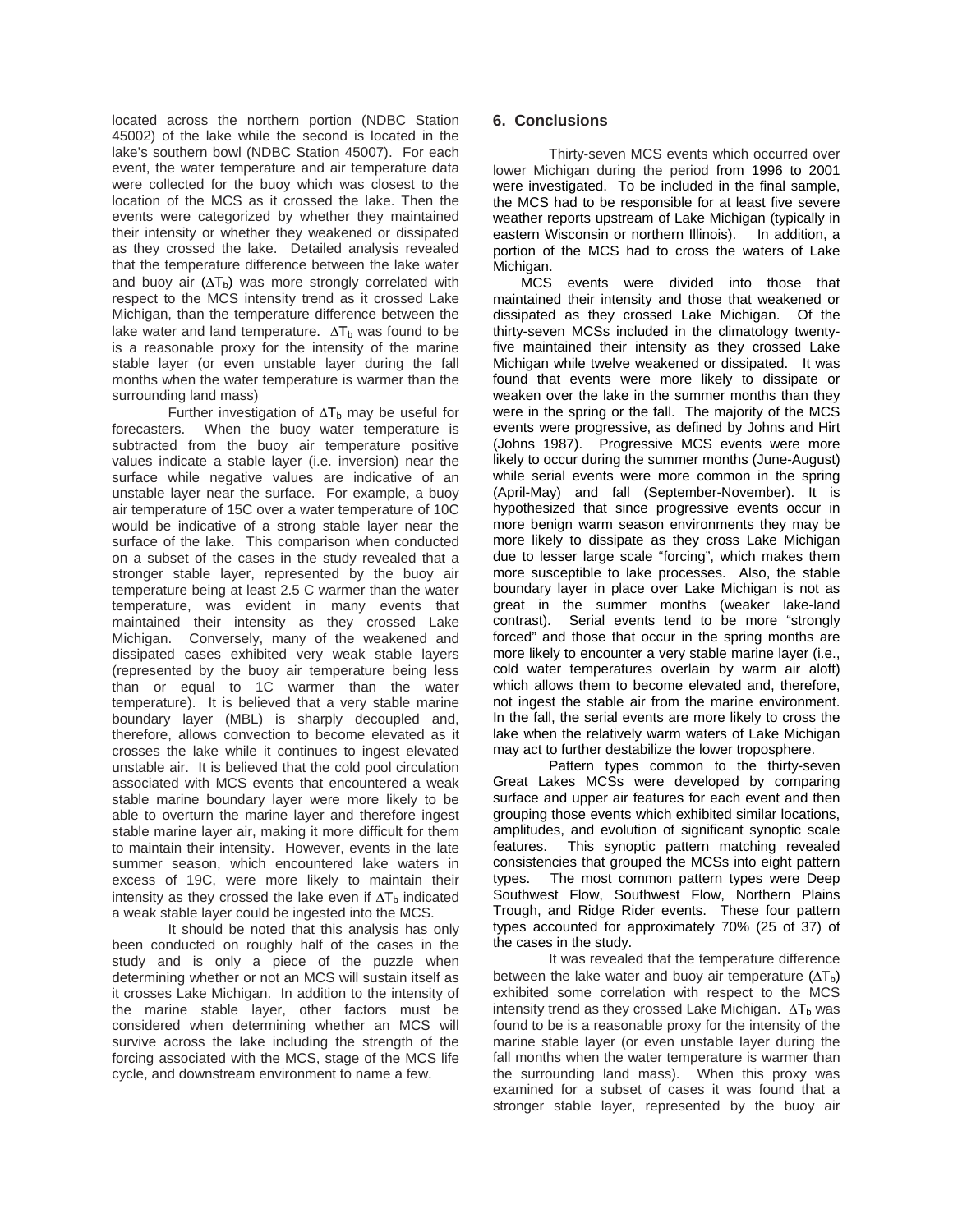located across the northern portion (NDBC Station 45002) of the lake while the second is located in the lake's southern bowl (NDBC Station 45007). For each event, the water temperature and air temperature data were collected for the buoy which was closest to the location of the MCS as it crossed the lake. Then the events were categorized by whether they maintained their intensity or whether they weakened or dissipated as they crossed the lake. Detailed analysis revealed that the temperature difference between the lake water and buoy air ($\Delta T_b$) was more strongly correlated with respect to the MCS intensity trend as it crossed Lake Michigan, than the temperature difference between the lake water and land temperature. $\Delta T_b$ was found to be is a reasonable proxy for the intensity of the marine stable layer (or even unstable layer during the fall months when the water temperature is warmer than the surrounding land mass)

Further investigation of $\Delta T_b$ may be useful for forecasters. When the buoy water temperature is subtracted from the buoy air temperature positive values indicate a stable layer (i.e. inversion) near the surface while negative values are indicative of an unstable layer near the surface. For example, a buoy air temperature of 15C over a water temperature of 10C would be indicative of a strong stable layer near the surface of the lake. This comparison when conducted on a subset of the cases in the study revealed that a stronger stable layer, represented by the buoy air temperature being at least 2.5 C warmer than the water temperature, was evident in many events that maintained their intensity as they crossed Lake Michigan. Conversely, many of the weakened and dissipated cases exhibited very weak stable layers (represented by the buoy air temperature being less than or equal to 1C warmer than the water temperature). It is believed that a very stable marine boundary layer (MBL) is sharply decoupled and, therefore, allows convection to become elevated as it crosses the lake while it continues to ingest elevated unstable air. It is believed that the cold pool circulation associated with MCS events that encountered a weak stable marine boundary layer were more likely to be able to overturn the marine layer and therefore ingest stable marine layer air, making it more difficult for them to maintain their intensity. However, events in the late summer season, which encountered lake waters in excess of 19C, were more likely to maintain their intensity as they crossed the lake even if $\Delta T_b$ indicated a weak stable layer could be ingested into the MCS.

It should be noted that this analysis has only been conducted on roughly half of the cases in the study and is only a piece of the puzzle when determining whether or not an MCS will sustain itself as it crosses Lake Michigan. In addition to the intensity of the marine stable layer, other factors must be considered when determining whether an MCS will survive across the lake including the strength of the forcing associated with the MCS, stage of the MCS life cycle, and downstream environment to name a few.

## 6. Conclusions

Thirty-seven MCS events which occurred over lower Michigan during the period from 1996 to 2001 were investigated. To be included in the final sample, the MCS had to be responsible for at least five severe weather reports upstream of Lake Michigan (typically in eastern Wisconsin or northern Illinois). In addition, a portion of the MCS had to cross the waters of Lake Michigan.

MCS events were divided into those that maintained their intensity and those that weakened or dissipated as they crossed Lake Michigan. Of the thirty-seven MCSs included in the climatology twenty-five maintained their intensity as they crossed Lake Michigan while twelve weakened or dissipated. It was found that events were more likely to dissipate or weaken over the lake in the summer months than they were in the spring or the fall. The majority of the MCS events were progressive, as defined by Johns and Hirt (Johns 1987). Progressive MCS events were more likely to occur during the summer months (June-August) while serial events were more common in the spring (April-May) and fall (September-November). It is hypothesized that since progressive events occur in more benign warm season environments they may be more likely to dissipate as they cross Lake Michigan due to lesser large scale "forcing", which makes them more susceptible to lake processes. Also, the stable boundary layer in place over Lake Michigan is not as great in the summer months (weaker lake-land contrast). Serial events tend to be more "strongly forced" and those that occur in the spring months are more likely to encounter a very stable marine layer (i.e., cold water temperatures overlain by warm air aloft) which allows them to become elevated and, therefore, not ingest the stable air from the marine environment. In the fall, the serial events are more likely to cross the lake when the relatively warm waters of Lake Michigan may act to further destabilize the lower troposphere.

Pattern types common to the thirty-seven Great Lakes MCSs were developed by comparing surface and upper air features for each event and then grouping those events which exhibited similar locations, amplitudes, and evolution of significant synoptic scale features. This synoptic pattern matching revealed consistencies that grouped the MCSs into eight pattern types. The most common pattern types were Deep Southwest Flow, Southwest Flow, Northern Plains Trough, and Ridge Rider events. These four pattern types accounted for approximately 70% (25 of 37) of the cases in the study.

It was revealed that the temperature difference between the lake water and buoy air temperature ($\Delta T_b$) exhibited some correlation with respect to the MCS intensity trend as they crossed Lake Michigan. $\Delta T_b$ was found to be is a reasonable proxy for the intensity of the marine stable layer (or even unstable layer during the fall months when the water temperature is warmer than the surrounding land mass). When this proxy was examined for a subset of cases it was found that a stronger stable layer, represented by the buoy air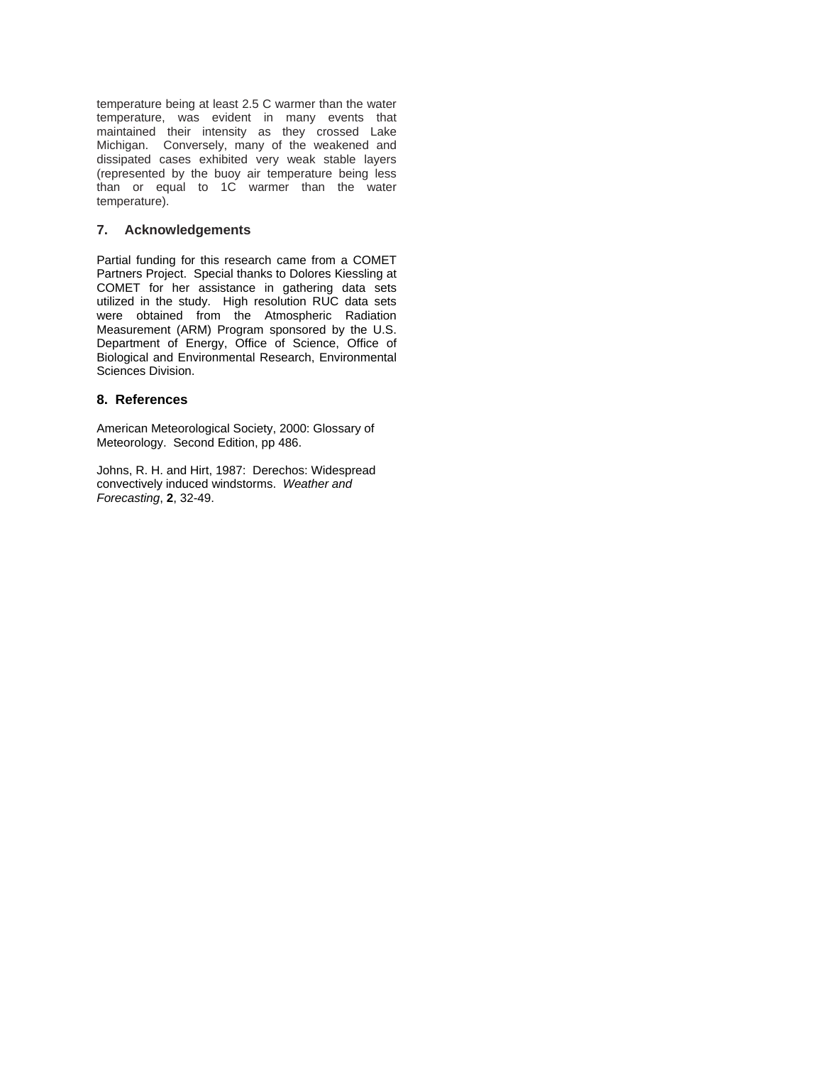temperature being at least 2.5 C warmer than the water temperature, was evident in many events that maintained their intensity as they crossed Lake Michigan. Conversely, many of the weakened and dissipated cases exhibited very weak stable layers (represented by the buoy air temperature being less than or equal to 1C warmer than the water temperature).

## 7. Acknowledgements

Partial funding for this research came from a COMET Partners Project. Special thanks to Dolores Kiessling at COMET for her assistance in gathering data sets utilized in the study. High resolution RUC data sets were obtained from the Atmospheric Radiation Measurement (ARM) Program sponsored by the U.S. Department of Energy, Office of Science, Office of Biological and Environmental Research, Environmental Sciences Division.

## 8. References

American Meteorological Society, 2000: Glossary of Meteorology. Second Edition, pp 486.

Johns, R. H. and Hirt, 1987: Derechos: Widespread convectively induced windstorms. *Weather and Forecasting*, **2**, 32-49.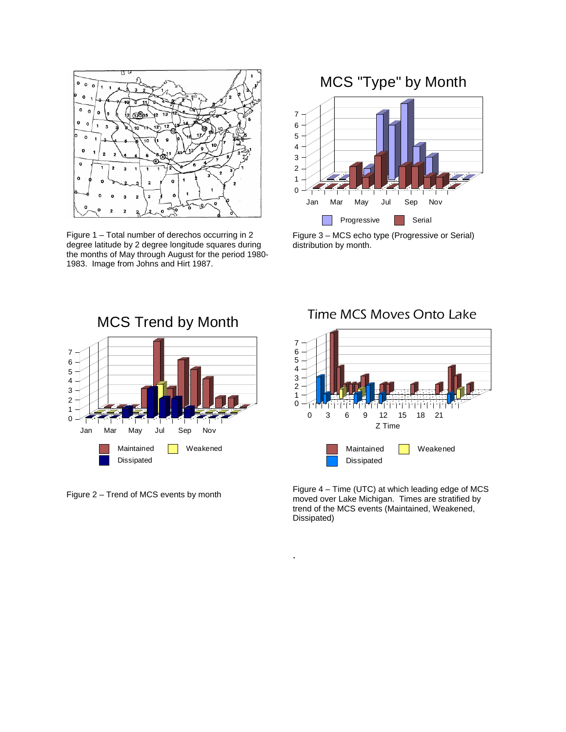Figure 1 – Total number of derechos occurring in 2 degree latitude by 2 degree longitude squares during the months of May through August for the period 1980-1983. Image from Johns and Hirt 1987.

Figure 3 – MCS echo type (Progressive or Serial) distribution by month.

Figure 2 – Trend of MCS events by month

Figure 4 – Time (UTC) at which leading edge of MCS moved over Lake Michigan. Times are stratified by trend of the MCS events (Maintained, Weakened, Dissipated)

.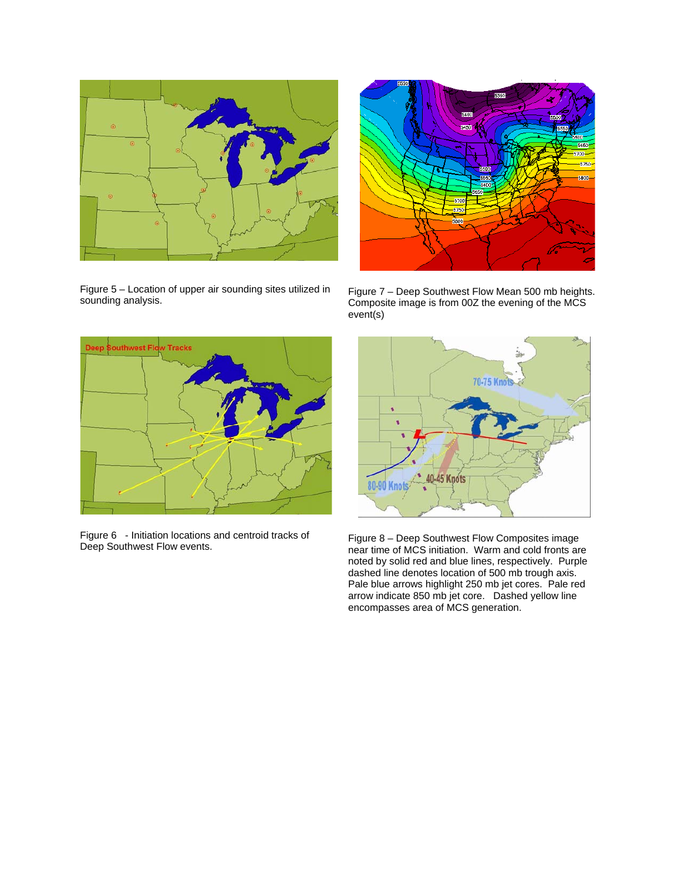Figure 5 – Location of upper air sounding sites utilized in sounding analysis.

Figure 7 – Deep Southwest Flow Mean 500 mb heights. Composite image is from 00Z the evening of the MCS event(s)

Figure 6 - Initiation locations and centroid tracks of Deep Southwest Flow events.

Figure 8 – Deep Southwest Flow Composites image near time of MCS initiation. Warm and cold fronts are noted by solid red and blue lines, respectively. Purple dashed line denotes location of 500 mb trough axis. Pale blue arrows highlight 250 mb jet cores. Pale red arrow indicate 850 mb jet core. Dashed yellow line encompasses area of MCS generation.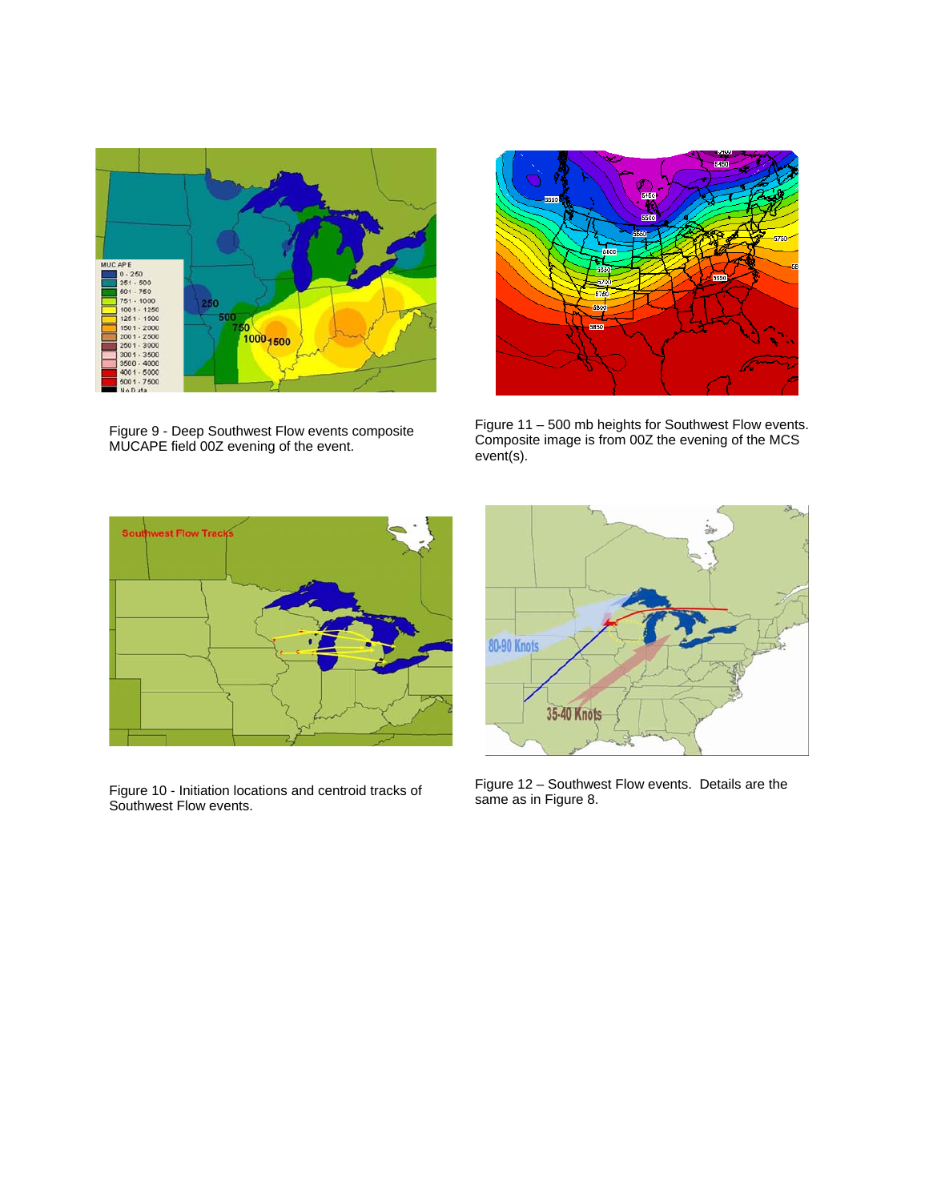Figure 9 - Deep Southwest Flow events composite MUCAPE field 00Z evening of the event.

Figure 11 – 500 mb heights for Southwest Flow events. Composite image is from 00Z the evening of the MCS event(s).

Figure 10 - Initiation locations and centroid tracks of Southwest Flow events.

Figure 12 – Southwest Flow events. Details are the same as in Figure 8.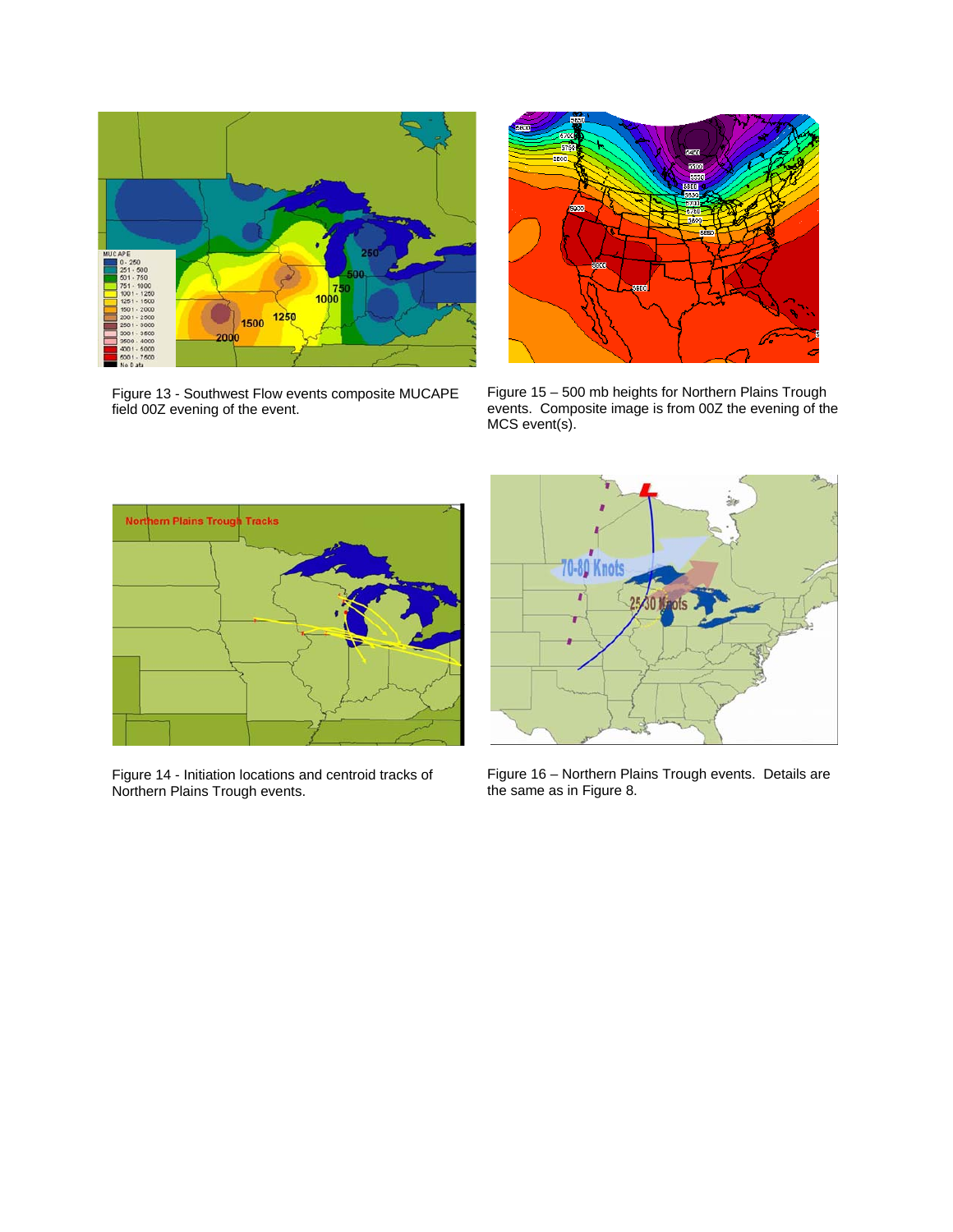Figure 13 - Southwest Flow events composite MUCAPE field 00Z evening of the event.

Figure 15 – 500 mb heights for Northern Plains Trough events. Composite image is from 00Z the evening of the MCS event(s).

Figure 14 - Initiation locations and centroid tracks of Northern Plains Trough events.

Figure 16 – Northern Plains Trough events. Details are the same as in Figure 8.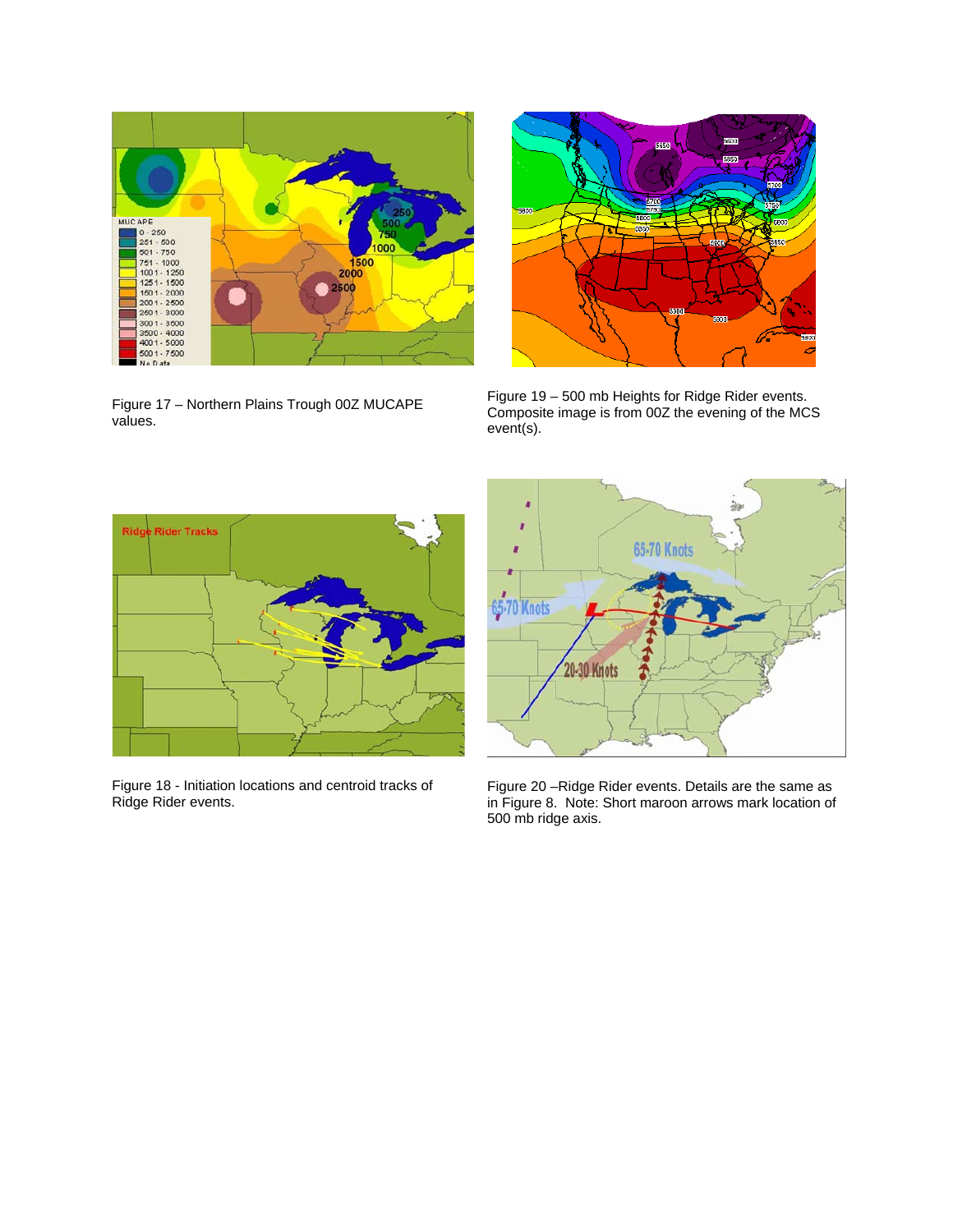Figure 17 – Northern Plains Trough 00Z MUCAPE values.

Figure 19 – 500 mb Heights for Ridge Rider events. Composite image is from 00Z the evening of the MCS event(s).

Figure 18 - Initiation locations and centroid tracks of Ridge Rider events.

Figure 20 –Ridge Rider events. Details are the same as in Figure 8. Note: Short maroon arrows mark location of 500 mb ridge axis.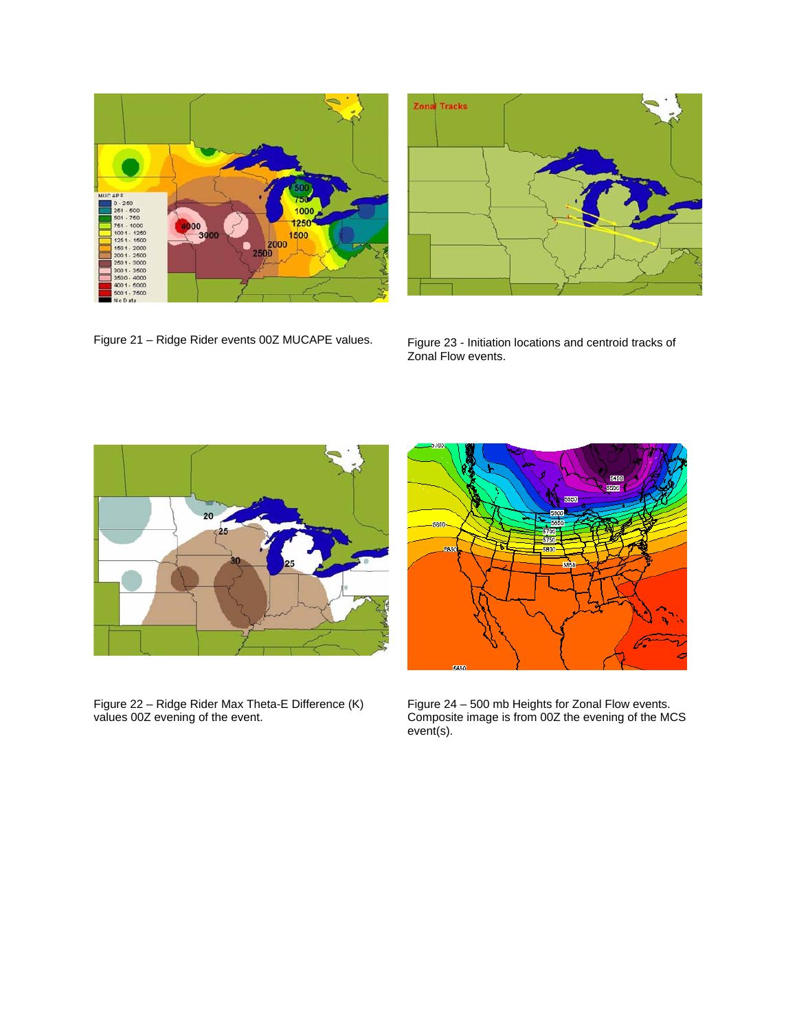Figure 21 – Ridge Rider events 00Z MUCAPE values.

Figure 23 - Initiation locations and centroid tracks of Zonal Flow events.

Figure 22 – Ridge Rider Max Theta-E Difference (K) values 00Z evening of the event.

Figure 24 – 500 mb Heights for Zonal Flow events. Composite image is from 00Z the evening of the MCS event(s).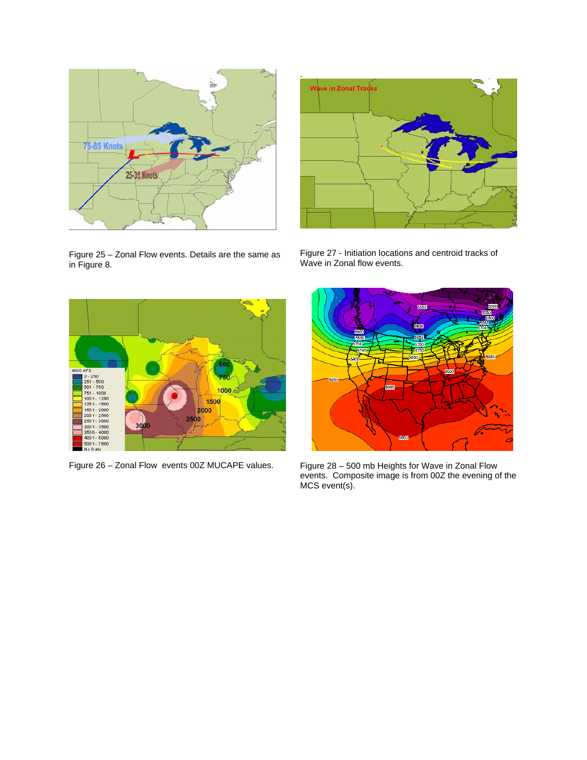Figure 25 – Zonal Flow events. Details are the same as in Figure 8.

Figure 27 - Initiation locations and centroid tracks of Wave in Zonal flow events.

Figure 26 – Zonal Flow events 00Z MUCAPE values.

Figure 28 – 500 mb Heights for Wave in Zonal Flow events. Composite image is from 00Z the evening of the MCS event(s).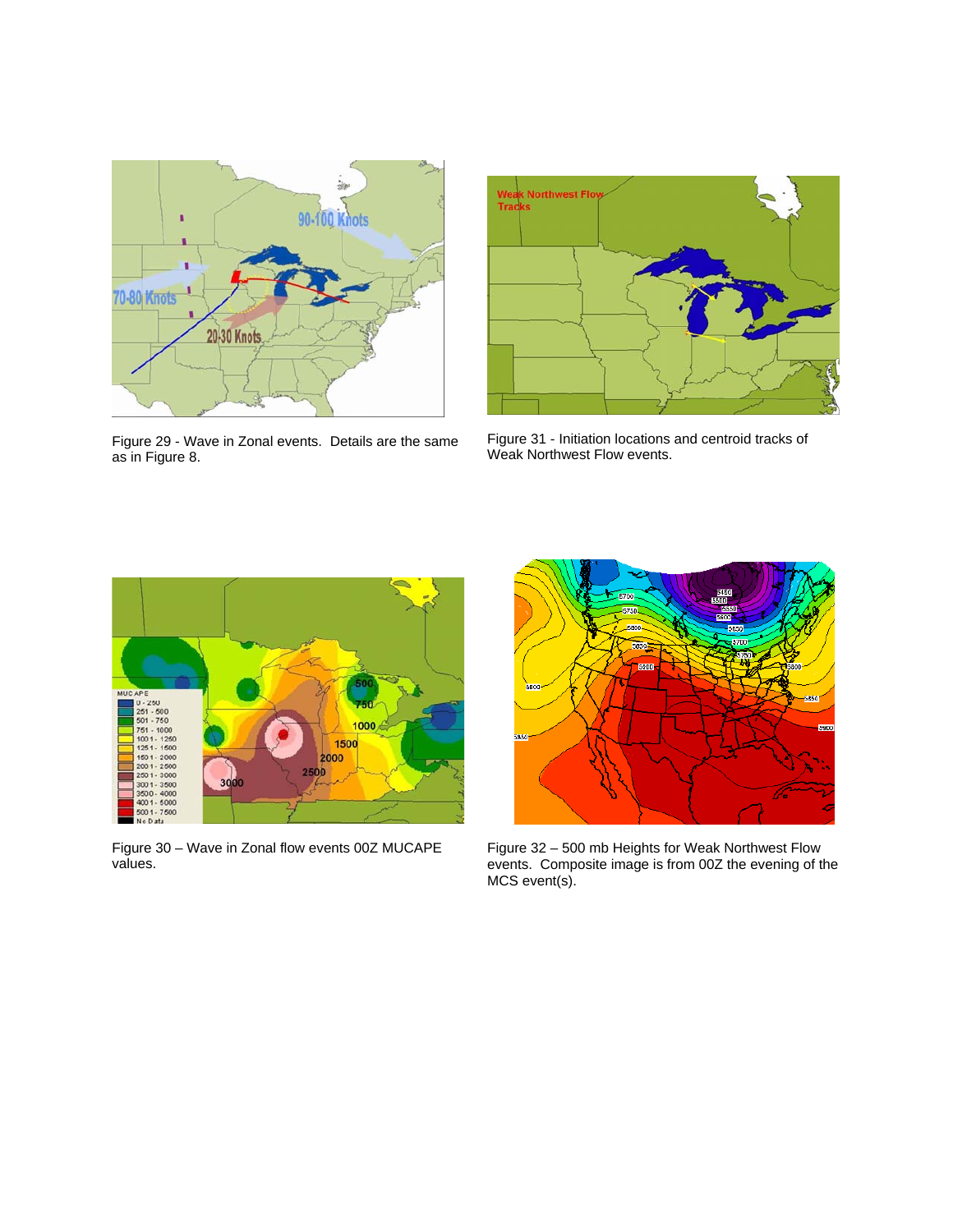Figure 29 - Wave in Zonal events. Details are the same as in Figure 8.

Figure 31 - Initiation locations and centroid tracks of Weak Northwest Flow events.

Figure 30 – Wave in Zonal flow events 00Z MUCAPE values.

Figure 32 – 500 mb Heights for Weak Northwest Flow events. Composite image is from 00Z the evening of the MCS event(s).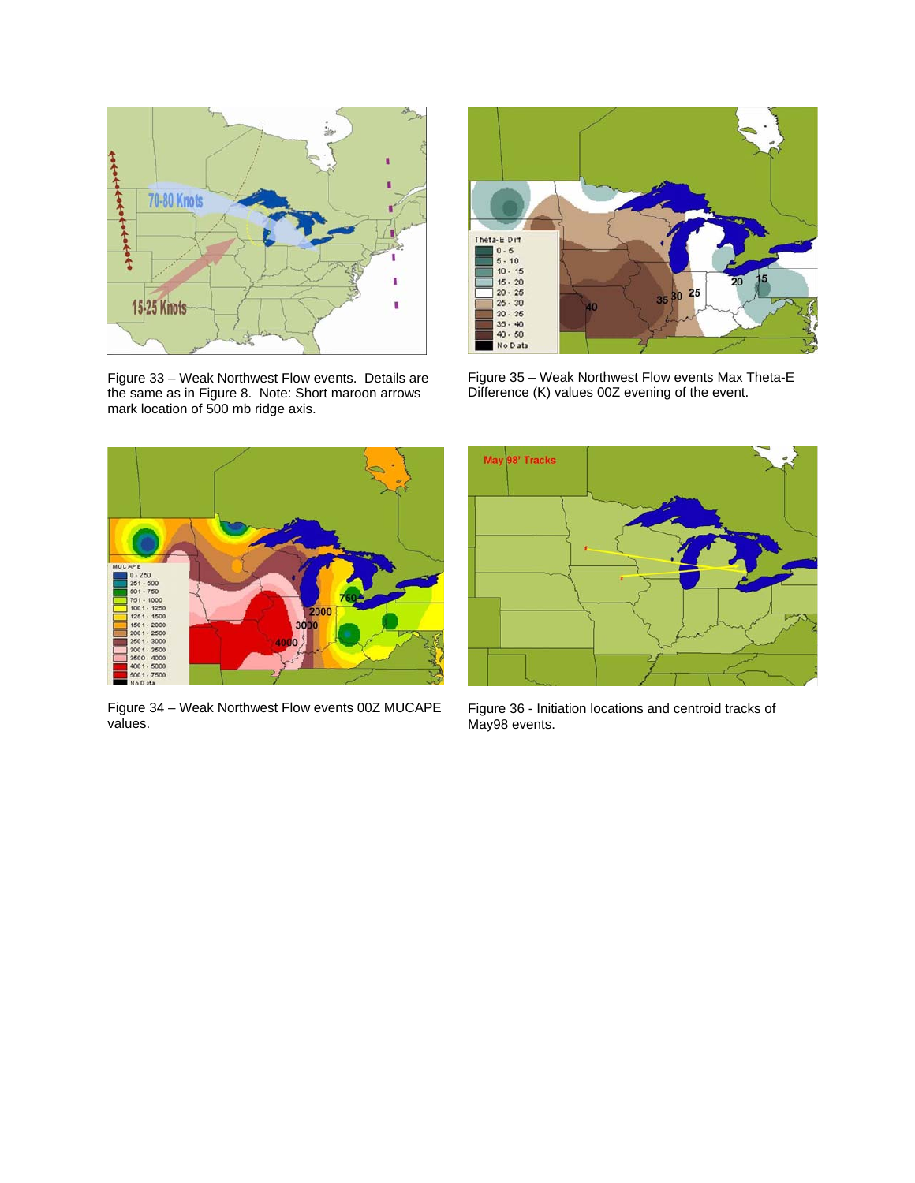Figure 33 – Weak Northwest Flow events. Details are the same as in Figure 8. Note: Short maroon arrows mark location of 500 mb ridge axis.

Figure 35 – Weak Northwest Flow events Max Theta-E Difference (K) values 00Z evening of the event.

Figure 34 – Weak Northwest Flow events 00Z MUCAPE values.

Figure 36 - Initiation locations and centroid tracks of May98 events.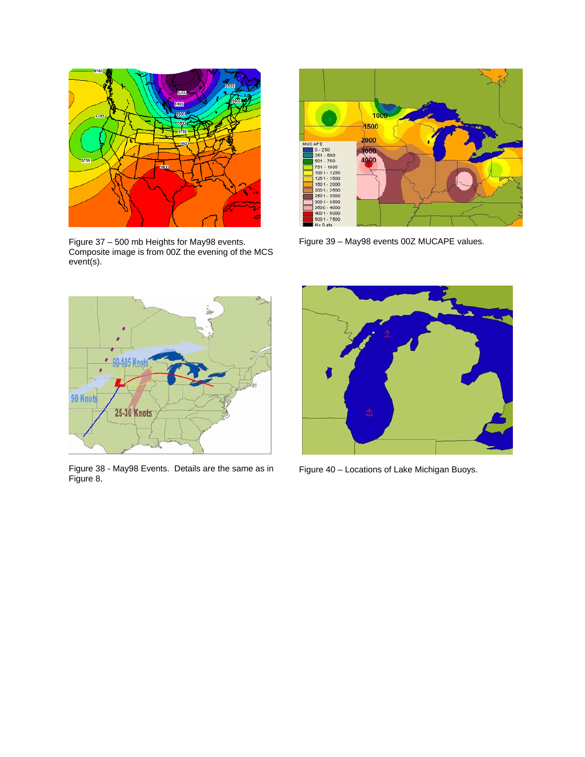Figure 37 – 500 mb Heights for May98 events. Composite image is from 00Z the evening of the MCS event(s).

Figure 39 – May98 events 00Z MUCAPE values.

Figure 38 - May98 Events. Details are the same as in Figure 8.

Figure 40 – Locations of Lake Michigan Buoys.